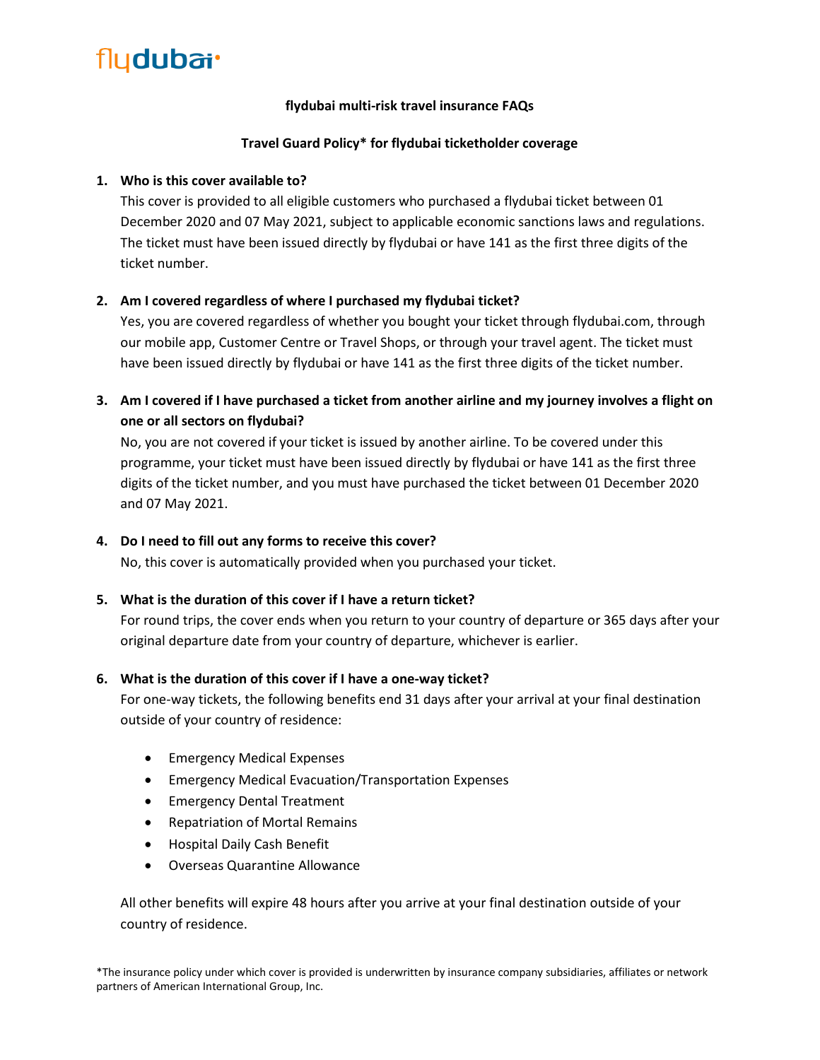flydubai

**flydubai multi-risk travel insurance FAQs**

**Travel Guard Policy* for flydubai ticketholder coverage**

1. **Who is this cover available to?**
   This cover is provided to all eligible customers who purchased a flydubai ticket between 01 December 2020 and 07 May 2021, subject to applicable economic sanctions laws and regulations. The ticket must have been issued directly by flydubai or have 141 as the first three digits of the ticket number.

2. **Am I covered regardless of where I purchased my flydubai ticket?**
   Yes, you are covered regardless of whether you bought your ticket through flydubai.com, through our mobile app, Customer Centre or Travel Shops, or through your travel agent. The ticket must have been issued directly by flydubai or have 141 as the first three digits of the ticket number.

3. **Am I covered if I have purchased a ticket from another airline and my journey involves a flight on one or all sectors on flydubai?**
   No, you are not covered if your ticket is issued by another airline. To be covered under this programme, your ticket must have been issued directly by flydubai or have 141 as the first three digits of the ticket number, and you must have purchased the ticket between 01 December 2020 and 07 May 2021.

4. **Do I need to fill out any forms to receive this cover?**
   No, this cover is automatically provided when you purchased your ticket.

5. **What is the duration of this cover if I have a return ticket?**
   For round trips, the cover ends when you return to your country of departure or 365 days after your original departure date from your country of departure, whichever is earlier.

6. **What is the duration of this cover if I have a one-way ticket?**
   For one-way tickets, the following benefits end 31 days after your arrival at your final destination outside of your country of residence:

   - Emergency Medical Expenses
   - Emergency Medical Evacuation/Transportation Expenses
   - Emergency Dental Treatment
   - Repatriation of Mortal Remains
   - Hospital Daily Cash Benefit
   - Overseas Quarantine Allowance

   All other benefits will expire 48 hours after you arrive at your final destination outside of your country of residence.

*The insurance policy under which cover is provided is underwritten by insurance company subsidiaries, affiliates or network partners of American International Group, Inc.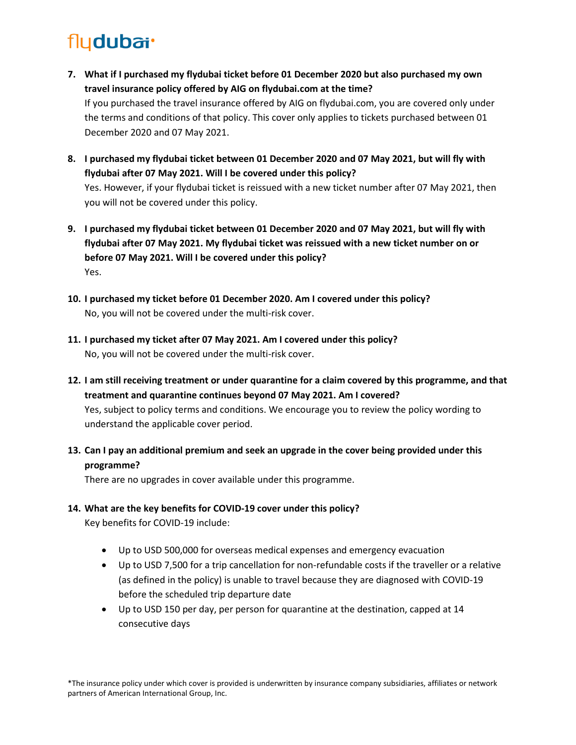7. **What if I purchased my flydubai ticket before 01 December 2020 but also purchased my own travel insurance policy offered by AIG on flydubai.com at the time?**
   If you purchased the travel insurance offered by AIG on flydubai.com, you are covered only under the terms and conditions of that policy. This cover only applies to tickets purchased between 01 December 2020 and 07 May 2021.

8. **I purchased my flydubai ticket between 01 December 2020 and 07 May 2021, but will fly with flydubai after 07 May 2021. Will I be covered under this policy?**
   Yes. However, if your flydubai ticket is reissued with a new ticket number after 07 May 2021, then you will not be covered under this policy.

9. **I purchased my flydubai ticket between 01 December 2020 and 07 May 2021, but will fly with flydubai after 07 May 2021. My flydubai ticket was reissued with a new ticket number on or before 07 May 2021. Will I be covered under this policy?**
   Yes.

10. **I purchased my ticket before 01 December 2020. Am I covered under this policy?**
    No, you will not be covered under the multi-risk cover.

11. **I purchased my ticket after 07 May 2021. Am I covered under this policy?**
    No, you will not be covered under the multi-risk cover.

12. **I am still receiving treatment or under quarantine for a claim covered by this programme, and that treatment and quarantine continues beyond 07 May 2021. Am I covered?**
    Yes, subject to policy terms and conditions. We encourage you to review the policy wording to understand the applicable cover period.

13. **Can I pay an additional premium and seek an upgrade in the cover being provided under this programme?**
    There are no upgrades in cover available under this programme.

14. **What are the key benefits for COVID-19 cover under this policy?**
    Key benefits for COVID-19 include:

    - Up to USD 500,000 for overseas medical expenses and emergency evacuation
    - Up to USD 7,500 for a trip cancellation for non-refundable costs if the traveller or a relative (as defined in the policy) is unable to travel because they are diagnosed with COVID-19 before the scheduled trip departure date
    - Up to USD 150 per day, per person for quarantine at the destination, capped at 14 consecutive days

*The insurance policy under which cover is provided is underwritten by insurance company subsidiaries, affiliates or network partners of American International Group, Inc.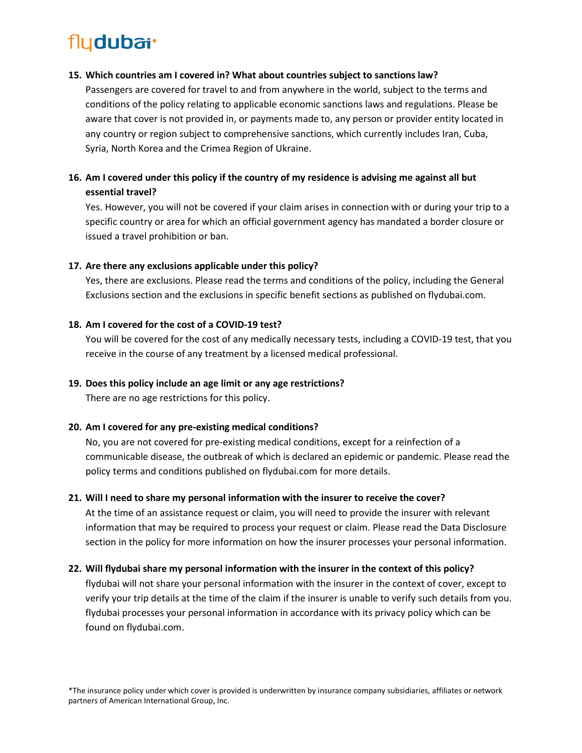**15. Which countries am I covered in? What about countries subject to sanctions law?**

Passengers are covered for travel to and from anywhere in the world, subject to the terms and conditions of the policy relating to applicable economic sanctions laws and regulations. Please be aware that cover is not provided in, or payments made to, any person or provider entity located in any country or region subject to comprehensive sanctions, which currently includes Iran, Cuba, Syria, North Korea and the Crimea Region of Ukraine.

**16. Am I covered under this policy if the country of my residence is advising me against all but essential travel?**

Yes. However, you will not be covered if your claim arises in connection with or during your trip to a specific country or area for which an official government agency has mandated a border closure or issued a travel prohibition or ban.

**17. Are there any exclusions applicable under this policy?**

Yes, there are exclusions. Please read the terms and conditions of the policy, including the General Exclusions section and the exclusions in specific benefit sections as published on flydubai.com.

**18. Am I covered for the cost of a COVID-19 test?**

You will be covered for the cost of any medically necessary tests, including a COVID-19 test, that you receive in the course of any treatment by a licensed medical professional.

**19. Does this policy include an age limit or any age restrictions?**

There are no age restrictions for this policy.

**20. Am I covered for any pre-existing medical conditions?**

No, you are not covered for pre-existing medical conditions, except for a reinfection of a communicable disease, the outbreak of which is declared an epidemic or pandemic. Please read the policy terms and conditions published on flydubai.com for more details.

**21. Will I need to share my personal information with the insurer to receive the cover?**

At the time of an assistance request or claim, you will need to provide the insurer with relevant information that may be required to process your request or claim. Please read the Data Disclosure section in the policy for more information on how the insurer processes your personal information.

**22. Will flydubai share my personal information with the insurer in the context of this policy?**

flydubai will not share your personal information with the insurer in the context of cover, except to verify your trip details at the time of the claim if the insurer is unable to verify such details from you. flydubai processes your personal information in accordance with its privacy policy which can be found on flydubai.com.

*The insurance policy under which cover is provided is underwritten by insurance company subsidiaries, affiliates or network partners of American International Group, Inc.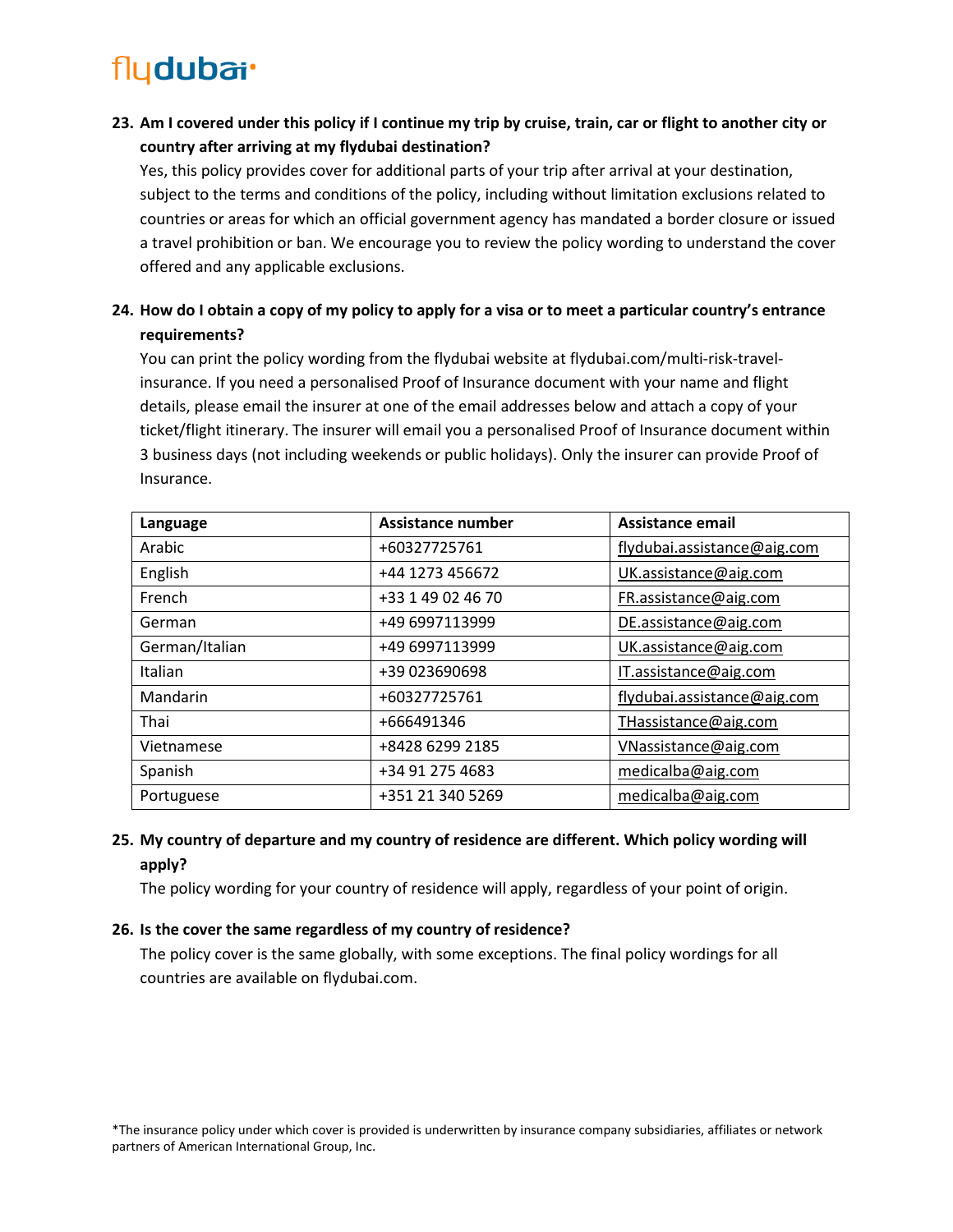23. **Am I covered under this policy if I continue my trip by cruise, train, car or flight to another city or country after arriving at my flydubai destination?**

    Yes, this policy provides cover for additional parts of your trip after arrival at your destination, subject to the terms and conditions of the policy, including without limitation exclusions related to countries or areas for which an official government agency has mandated a border closure or issued a travel prohibition or ban. We encourage you to review the policy wording to understand the cover offered and any applicable exclusions.

24. **How do I obtain a copy of my policy to apply for a visa or to meet a particular country's entrance requirements?**

    You can print the policy wording from the flydubai website at flydubai.com/multi-risk-travel-insurance. If you need a personalised Proof of Insurance document with your name and flight details, please email the insurer at one of the email addresses below and attach a copy of your ticket/flight itinerary. The insurer will email you a personalised Proof of Insurance document within 3 business days (not including weekends or public holidays). Only the insurer can provide Proof of Insurance.

| Language | Assistance number | Assistance email |
| --- | --- | --- |
| Arabic | +60327725761 | flydubai.assistance@aig.com |
| English | +44 1273 456672 | UK.assistance@aig.com |
| French | +33 1 49 02 46 70 | FR.assistance@aig.com |
| German | +49 6997113999 | DE.assistance@aig.com |
| German/Italian | +49 6997113999 | UK.assistance@aig.com |
| Italian | +39 023690698 | IT.assistance@aig.com |
| Mandarin | +60327725761 | flydubai.assistance@aig.com |
| Thai | +666491346 | THassistance@aig.com |
| Vietnamese | +8428 6299 2185 | VNassistance@aig.com |
| Spanish | +34 91 275 4683 | medicalba@aig.com |
| Portuguese | +351 21 340 5269 | medicalba@aig.com |

25. **My country of departure and my country of residence are different. Which policy wording will apply?**

    The policy wording for your country of residence will apply, regardless of your point of origin.

26. **Is the cover the same regardless of my country of residence?**

    The policy cover is the same globally, with some exceptions. The final policy wordings for all countries are available on flydubai.com.

*The insurance policy under which cover is provided is underwritten by insurance company subsidiaries, affiliates or network partners of American International Group, Inc.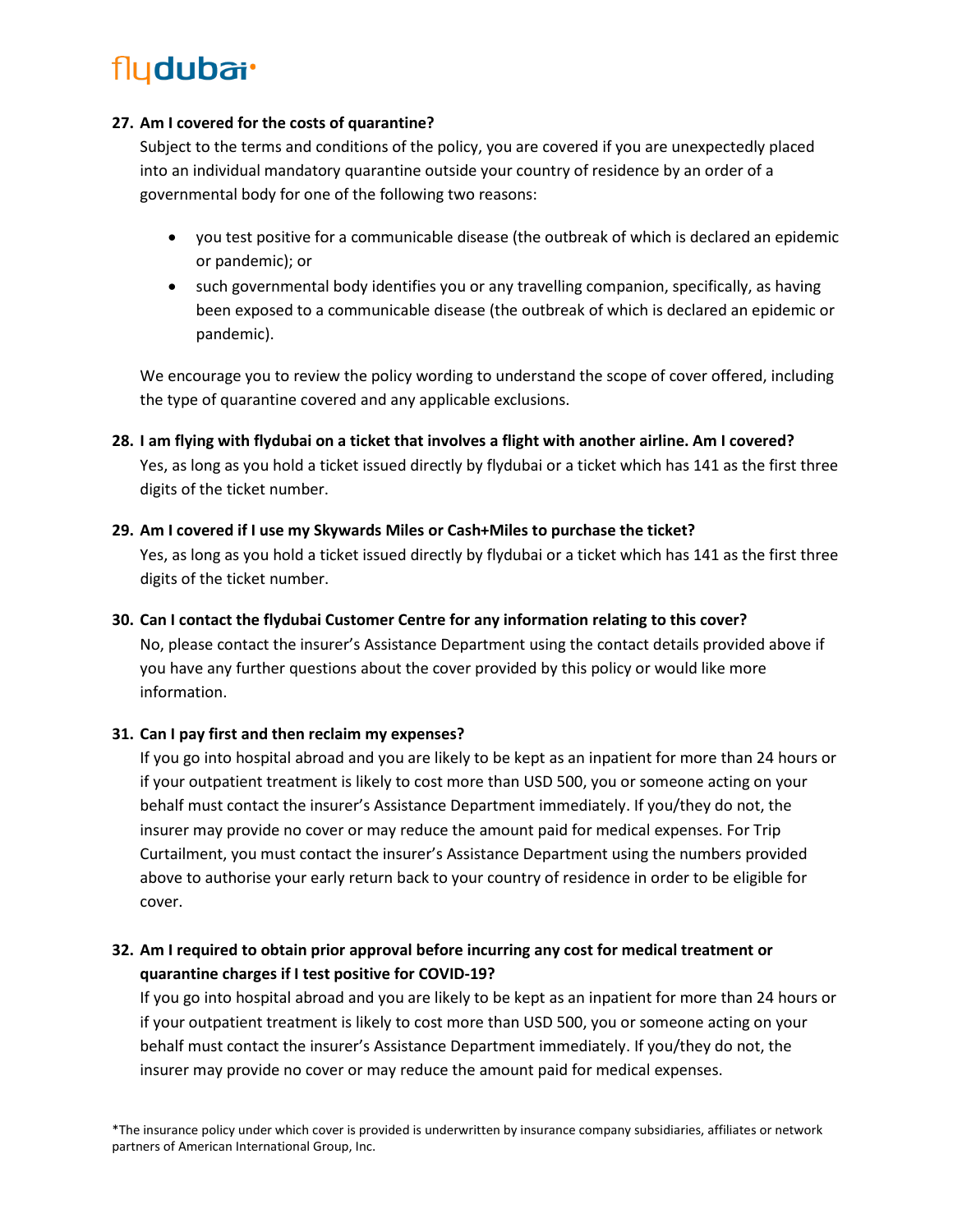**27. Am I covered for the costs of quarantine?**

Subject to the terms and conditions of the policy, you are covered if you are unexpectedly placed into an individual mandatory quarantine outside your country of residence by an order of a governmental body for one of the following two reasons:

- you test positive for a communicable disease (the outbreak of which is declared an epidemic or pandemic); or
- such governmental body identifies you or any travelling companion, specifically, as having been exposed to a communicable disease (the outbreak of which is declared an epidemic or pandemic).

We encourage you to review the policy wording to understand the scope of cover offered, including the type of quarantine covered and any applicable exclusions.

**28. I am flying with flydubai on a ticket that involves a flight with another airline. Am I covered?**

Yes, as long as you hold a ticket issued directly by flydubai or a ticket which has 141 as the first three digits of the ticket number.

**29. Am I covered if I use my Skywards Miles or Cash+Miles to purchase the ticket?**

Yes, as long as you hold a ticket issued directly by flydubai or a ticket which has 141 as the first three digits of the ticket number.

**30. Can I contact the flydubai Customer Centre for any information relating to this cover?**

No, please contact the insurer's Assistance Department using the contact details provided above if you have any further questions about the cover provided by this policy or would like more information.

**31. Can I pay first and then reclaim my expenses?**

If you go into hospital abroad and you are likely to be kept as an inpatient for more than 24 hours or if your outpatient treatment is likely to cost more than USD 500, you or someone acting on your behalf must contact the insurer's Assistance Department immediately. If you/they do not, the insurer may provide no cover or may reduce the amount paid for medical expenses. For Trip Curtailment, you must contact the insurer's Assistance Department using the numbers provided above to authorise your early return back to your country of residence in order to be eligible for cover.

**32. Am I required to obtain prior approval before incurring any cost for medical treatment or quarantine charges if I test positive for COVID-19?**

If you go into hospital abroad and you are likely to be kept as an inpatient for more than 24 hours or if your outpatient treatment is likely to cost more than USD 500, you or someone acting on your behalf must contact the insurer's Assistance Department immediately. If you/they do not, the insurer may provide no cover or may reduce the amount paid for medical expenses.

*The insurance policy under which cover is provided is underwritten by insurance company subsidiaries, affiliates or network partners of American International Group, Inc.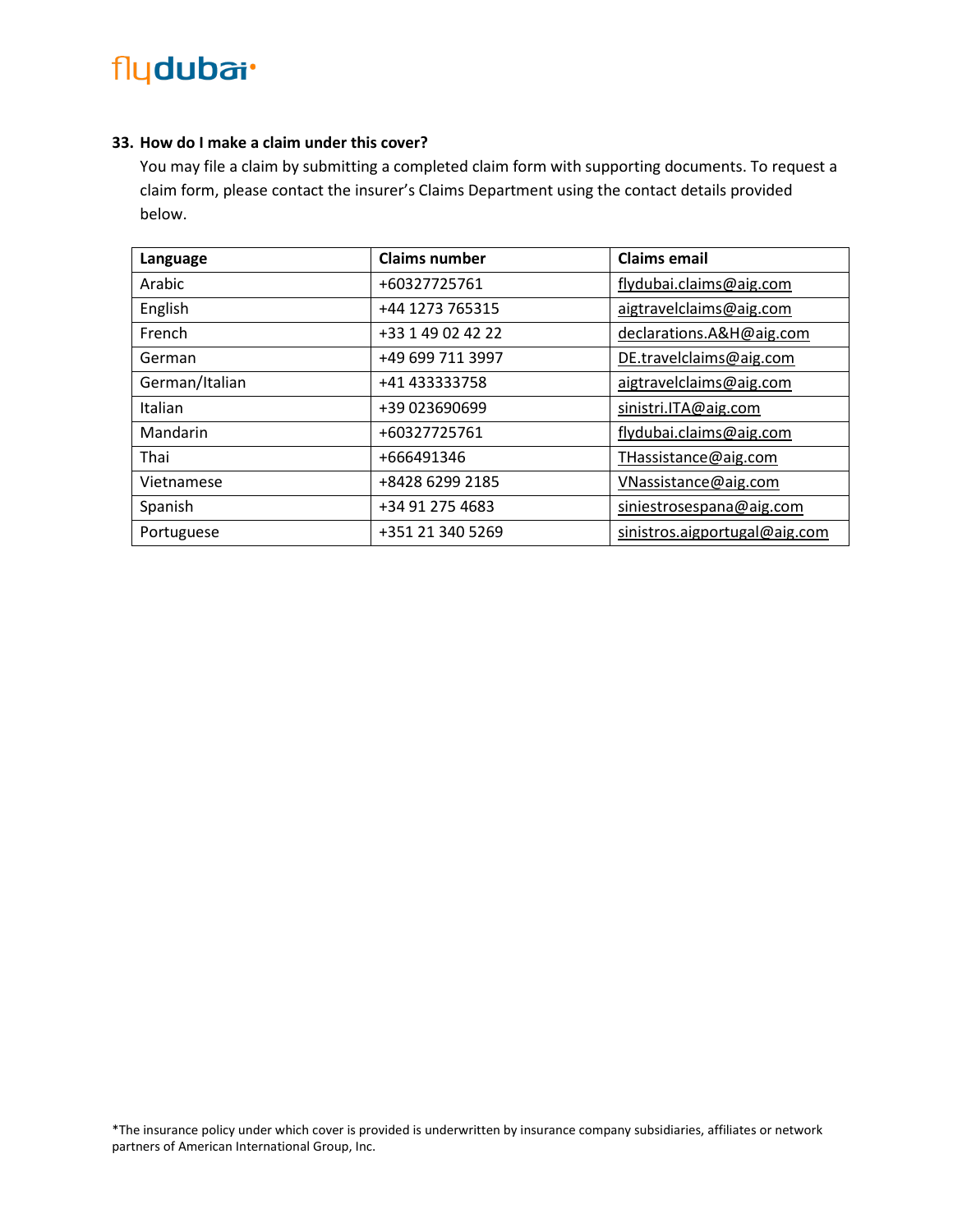### 33. How do I make a claim under this cover?

You may file a claim by submitting a completed claim form with supporting documents. To request a claim form, please contact the insurer's Claims Department using the contact details provided below.

| Language | Claims number | Claims email |
|---|---|---|
| Arabic | +60327725761 | flydubai.claims@aig.com |
| English | +44 1273 765315 | aigtravelclaims@aig.com |
| French | +33 1 49 02 42 22 | declarations.A&H@aig.com |
| German | +49 699 711 3997 | DE.travelclaims@aig.com |
| German/Italian | +41 433333758 | aigtravelclaims@aig.com |
| Italian | +39 023690699 | sinistri.ITA@aig.com |
| Mandarin | +60327725761 | flydubai.claims@aig.com |
| Thai | +666491346 | THassistance@aig.com |
| Vietnamese | +8428 6299 2185 | VNassistance@aig.com |
| Spanish | +34 91 275 4683 | siniestrosespana@aig.com |
| Portuguese | +351 21 340 5269 | sinistros.aigportugal@aig.com |

*The insurance policy under which cover is provided is underwritten by insurance company subsidiaries, affiliates or network partners of American International Group, Inc.